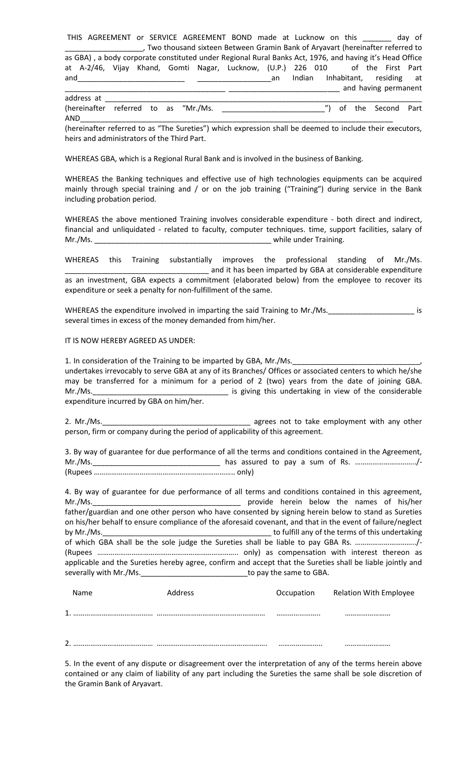THIS AGREEMENT or SERVICE AGREEMENT BOND made at Lucknow on this _______ day of ___________________, Two thousand sixteen Between Gramin Bank of Aryavart (hereinafter referred to as GBA) , a body corporate constituted under Regional Rural Banks Act, 1976, and having it's Head Office at A-2/46, Vijay Khand, Gomti Nagar, Lucknow, (U.P.) 226 010 of the First Part and_________________________ __________________an Indian Inhabitant, residing at ____________________________________ __________________________ and having permanent address at ________________________________________________________________________________ (hereinafter referred to as "Mr./Ms. ________________________") of the Second Part AND____________________________________________________________________________ (hereinafter referred to as "The Sureties") which expression shall be deemed to include their executors, heirs and administrators of the Third Part.

WHEREAS GBA, which is a Regional Rural Bank and is involved in the business of Banking.

WHEREAS the Banking techniques and effective use of high technologies equipments can be acquired mainly through special training and / or on the job training ("Training") during service in the Bank including probation period.

WHEREAS the above mentioned Training involves considerable expenditure - both direct and indirect, financial and unliquidated - related to faculty, computer techniques. time, support facilities, salary of Mr./Ms. ____________________________________________ while under Training.

WHEREAS this Training substantially improves the professional standing of Mr./Ms. __________________________________ and it has been imparted by GBA at considerable expenditure as an investment, GBA expects a commitment (elaborated below) from the employee to recover its expenditure or seek a penalty for non-fulfillment of the same.

WHEREAS the expenditure involved in imparting the said Training to Mr./Ms.____________________ is several times in excess of the money demanded from him/her.

IT IS NOW HEREBY AGREED AS UNDER:

1. In consideration of the Training to be imparted by GBA, Mr./Ms.______________________________, undertakes irrevocably to serve GBA at any of its Branches/ Offices or associated centers to which he/she may be transferred for a minimum for a period of 2 (two) years from the date of joining GBA. Mr./Ms.________________________________ is giving this undertaking in view of the considerable expenditure incurred by GBA on him/her.

2. Mr./Ms.____________________________________ agrees not to take employment with any other person, firm or company during the period of applicability of this agreement.

3. By way of guarantee for due performance of all the terms and conditions contained in the Agreement, Mr./Ms.______________________________ has assured to pay a sum of Rs. ………………………….../- (Rupees ……………………………………………………………. only)

4. By way of guarantee for due performance of all terms and conditions contained in this agreement, Mr./Ms.____________________________________ provide herein below the names of his/her father/guardian and one other person who have consented by signing herein below to stand as Sureties on his/her behalf to ensure compliance of the aforesaid covenant, and that in the event of failure/neglect by Mr./Ms.________________________________________ to fulfill any of the terms of this undertaking of which GBA shall be the sole judge the Sureties shall be liable to pay GBA Rs. …………………………../- (Rupees ……………………………………………………………….. only) as compensation with interest thereon as applicable and the Sureties hereby agree, confirm and accept that the Sureties shall be liable jointly and severally with Mr./Ms.__________________________to pay the same to GBA.

| Name | Address | Occupation | Relation With Employee |
|---|---|---|---|
| 1. …………………………………… | ………………………………………………… | ………………….. | …………………… |
| 2. …………………………………… | ………………………………………………… | ………………….. | …………………… |

5. In the event of any dispute or disagreement over the interpretation of any of the terms herein above contained or any claim of liability of any part including the Sureties the same shall be sole discretion of the Gramin Bank of Aryavart.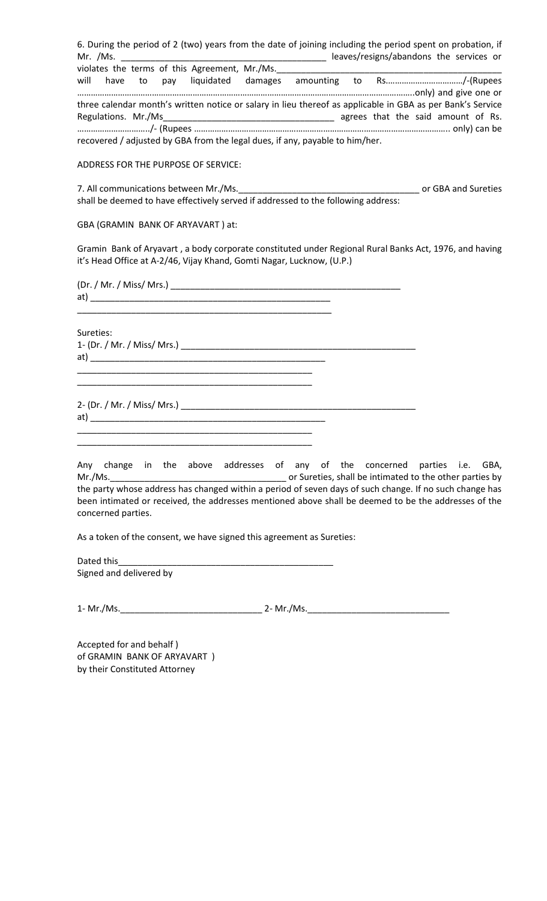6. During the period of 2 (two) years from the date of joining including the period spent on probation, if Mr. /Ms. ________________________________________ leaves/resigns/abandons the services or violates the terms of this Agreement, Mr./Ms.______________________________________________ will have to pay liquidated damages amounting to Rs……………………………/-(Rupees ……………………………………………………………………………………………………………………..only) and give one or three calendar month's written notice or salary in lieu thereof as applicable in GBA as per Bank's Service Regulations. Mr./Ms___________________________________ agrees that the said amount of Rs. …………………………/- (Rupees ……………………………………………………………………………………………. only) can be recovered / adjusted by GBA from the legal dues, if any, payable to him/her.

ADDRESS FOR THE PURPOSE OF SERVICE:

7. All communications between Mr./Ms.____________________________________ or GBA and Sureties shall be deemed to have effectively served if addressed to the following address:

GBA (GRAMIN BANK OF ARYAVART ) at:

Gramin Bank of Aryavart , a body corporate constituted under Regional Rural Banks Act, 1976, and having it's Head Office at A-2/46, Vijay Khand, Gomti Nagar, Lucknow, (U.P.)

(Dr. / Mr. / Miss/ Mrs.) _______________________________________________
at) _________________________________________________
_____________________________________________________

Sureties:
1- (Dr. / Mr. / Miss/ Mrs.) _______________________________________________
at) _________________________________________________
_________________________________________________
_________________________________________________

2- (Dr. / Mr. / Miss/ Mrs.) _______________________________________________
at) _________________________________________________
_________________________________________________
_________________________________________________

Any change in the above addresses of any of the concerned parties i.e. GBA, Mr./Ms.____________________________________ or Sureties, shall be intimated to the other parties by the party whose address has changed within a period of seven days of such change. If no such change has been intimated or received, the addresses mentioned above shall be deemed to be the addresses of the concerned parties.

As a token of the consent, we have signed this agreement as Sureties:

Dated this_____________________________________________
Signed and delivered by

1- Mr./Ms.____________________________ 2- Mr./Ms.____________________________

Accepted for and behalf )
of GRAMIN BANK OF ARYAVART )
by their Constituted Attorney